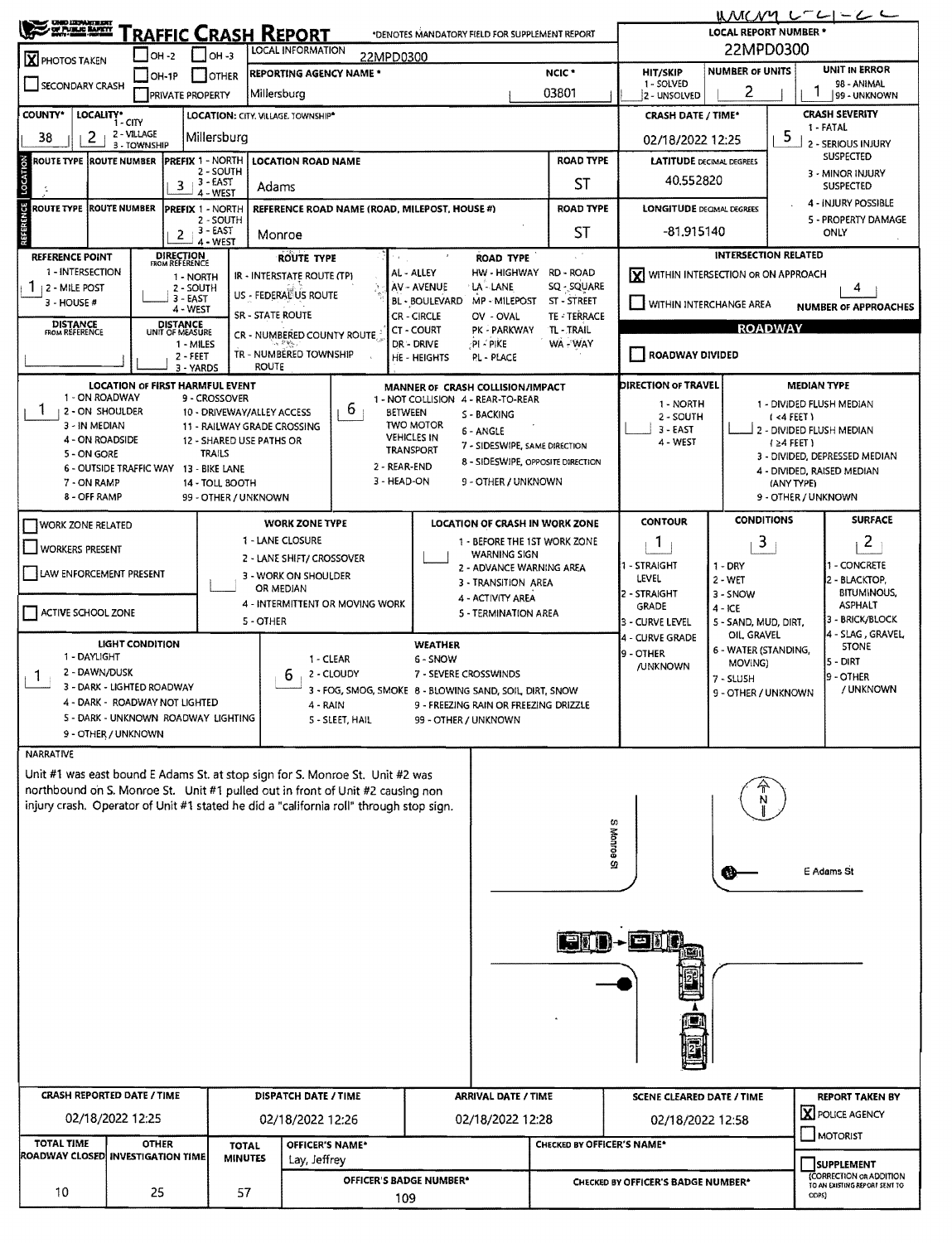# TRAFFIC CRASH REPORT

*DENOTES MANDATORY FIELD FOR SUPPLEMENT REPORT

**LOCAL REPORT NUMBER *** 22MPD0300

- [X] PHOTOS TAKEN
- [ ] OH -2
- [ ] OH -3
- [ ] OH-1P
- [ ] OTHER
- [ ] SECONDARY CRASH
- [ ] PRIVATE PROPERTY

| Field | Value |
|---|---|
| LOCAL INFORMATION | 22MPD0300 |
| REPORTING AGENCY NAME * | Millersburg |
| NCIC * | 03801 |
| HIT/SKIP (1 - SOLVED, 2 - UNSOLVED) | |
| NUMBER OF UNITS | 2 |
| UNIT IN ERROR (98 - ANIMAL, 99 - UNKNOWN) | 1 |
| COUNTY* | 38 |
| LOCALITY* (1 - CITY, 2 - VILLAGE, 3 - TOWNSHIP) | 2 |
| LOCATION: CITY, VILLAGE, TOWNSHIP* | Millersburg |
| CRASH DATE / TIME* | 02/18/2022 12:25 |
| CRASH SEVERITY (1 - FATAL, 2 - SERIOUS INJURY SUSPECTED, 3 - MINOR INJURY SUSPECTED, 4 - INJURY POSSIBLE, 5 - PROPERTY DAMAGE ONLY) | 5 |

## LOCATION

| ROUTE TYPE | ROUTE NUMBER | PREFIX (1 - NORTH, 2 - SOUTH, 3 - EAST, 4 - WEST) | LOCATION ROAD NAME | ROAD TYPE | LATITUDE DECIMAL DEGREES |
|---|---|---|---|---|---|
| | | 3 | Adams | ST | 40.552820 |

## REFERENCE

| ROUTE TYPE | ROUTE NUMBER | PREFIX (1 - NORTH, 2 - SOUTH, 3 - EAST, 4 - WEST) | REFERENCE ROAD NAME (ROAD, MILEPOST, HOUSE #) | ROAD TYPE | LONGITUDE DECIMAL DEGREES |
|---|---|---|---|---|---|
| | | 2 | Monroe | ST | -81.915140 |

**REFERENCE POINT** (1 - INTERSECTION, 2 - MILE POST, 3 - HOUSE #): 1

**DIRECTION FROM REFERENCE** (1 - NORTH, 2 - SOUTH, 3 - EAST, 4 - WEST):

**DISTANCE FROM REFERENCE**:

**DISTANCE UNIT OF MEASURE** (1 - MILES, 2 - FEET, 3 - YARDS): 2

**ROUTE TYPE**: IR - INTERSTATE ROUTE (TP), US - FEDERAL US ROUTE, SR - STATE ROUTE, CR - NUMBERED COUNTY ROUTE, TR - NUMBERED TOWNSHIP ROUTE

**ROAD TYPE**: AL - ALLEY, AV - AVENUE, BL - BOULEVARD, CR - CIRCLE, CT - COURT, DR - DRIVE, HE - HEIGHTS, HW - HIGHWAY, LA - LANE, MP - MILEPOST, OV - OVAL, PK - PARKWAY, PI - PIKE, PL - PLACE, RD - ROAD, SQ - SQUARE, ST - STREET, TE - TERRACE, TL - TRAIL, WA - WAY

### INTERSECTION RELATED

- [X] WITHIN INTERSECTION OR ON APPROACH
- [ ] WITHIN INTERCHANGE AREA

**NUMBER OF APPROACHES**: 4

### ROADWAY

- [ ] ROADWAY DIVIDED

**LOCATION OF FIRST HARMFUL EVENT**: 1
(1 - ON ROADWAY, 2 - ON SHOULDER, 3 - IN MEDIAN, 4 - ON ROADSIDE, 5 - ON GORE, 6 - OUTSIDE TRAFFIC WAY, 7 - ON RAMP, 8 - OFF RAMP, 9 - CROSSOVER, 10 - DRIVEWAY/ALLEY ACCESS, 11 - RAILWAY GRADE CROSSING, 12 - SHARED USE PATHS OR TRAILS, 13 - BIKE LANE, 14 - TOLL BOOTH, 99 - OTHER / UNKNOWN)

**MANNER OF CRASH COLLISION/IMPACT**: 6
(1 - NOT COLLISION BETWEEN TWO MOTOR VEHICLES IN TRANSPORT, 2 - REAR-END, 3 - HEAD-ON, 4 - REAR-TO-REAR, 5 - BACKING, 6 - ANGLE, 7 - SIDESWIPE, SAME DIRECTION, 8 - SIDESWIPE, OPPOSITE DIRECTION, 9 - OTHER / UNKNOWN)

**DIRECTION OF TRAVEL** (1 - NORTH, 2 - SOUTH, 3 - EAST, 4 - WEST):

**MEDIAN TYPE**: (1 - DIVIDED FLUSH MEDIAN (<4 FEET), 2 - DIVIDED FLUSH MEDIAN (≥4 FEET), 3 - DIVIDED, DEPRESSED MEDIAN, 4 - DIVIDED, RAISED MEDIAN (ANY TYPE), 9 - OTHER / UNKNOWN)

- [ ] WORK ZONE RELATED
- [ ] WORKERS PRESENT
- [ ] LAW ENFORCEMENT PRESENT
- [ ] ACTIVE SCHOOL ZONE

**WORK ZONE TYPE**: (1 - LANE CLOSURE, 2 - LANE SHIFT/ CROSSOVER, 3 - WORK ON SHOULDER OR MEDIAN, 4 - INTERMITTENT OR MOVING WORK, 5 - OTHER)

**LOCATION OF CRASH IN WORK ZONE**: (1 - BEFORE THE 1ST WORK ZONE WARNING SIGN, 2 - ADVANCE WARNING AREA, 3 - TRANSITION AREA, 4 - ACTIVITY AREA, 5 - TERMINATION AREA)

**CONTOUR**: 1 (1 - STRAIGHT LEVEL, 2 - STRAIGHT GRADE, 3 - CURVE LEVEL, 4 - CURVE GRADE, 9 - OTHER /UNKNOWN)

**CONDITIONS**: 3 (1 - DRY, 2 - WET, 3 - SNOW, 4 - ICE, 5 - SAND, MUD, DIRT, OIL, GRAVEL, 6 - WATER (STANDING, MOVING), 7 - SLUSH, 9 - OTHER / UNKNOWN)

**SURFACE**: 2 (1 - CONCRETE, 2 - BLACKTOP, BITUMINOUS, ASPHALT, 3 - BRICK/BLOCK, 4 - SLAG, GRAVEL, STONE, 5 - DIRT, 9 - OTHER / UNKNOWN)

**LIGHT CONDITION**: 1 (1 - DAYLIGHT, 2 - DAWN/DUSK, 3 - DARK - LIGHTED ROADWAY, 4 - DARK - ROADWAY NOT LIGHTED, 5 - DARK - UNKNOWN ROADWAY LIGHTING, 9 - OTHER / UNKNOWN)

**WEATHER**: 6 (1 - CLEAR, 2 - CLOUDY, 3 - FOG, SMOG, SMOKE, 4 - RAIN, 5 - SLEET, HAIL, 6 - SNOW, 7 - SEVERE CROSSWINDS, 8 - BLOWING SAND, SOIL, DIRT, SNOW, 9 - FREEZING RAIN OR FREEZING DRIZZLE, 99 - OTHER / UNKNOWN)

## NARRATIVE

Unit #1 was east bound E Adams St. at stop sign for S. Monroe St. Unit #2 was northbound on S. Monroe St. Unit #1 pulled out in front of Unit #2 causing non injury crash. Operator of Unit #1 stated he did a "california roll" through stop sign.

S Monroe St

E Adams St

| CRASH REPORTED DATE / TIME | DISPATCH DATE / TIME | ARRIVAL DATE / TIME | SCENE CLEARED DATE / TIME | REPORT TAKEN BY |
|---|---|---|---|---|
| 02/18/2022 12:25 | 02/18/2022 12:26 | 02/18/2022 12:28 | 02/18/2022 12:58 | [X] POLICE AGENCY [ ] MOTORIST |

| TOTAL TIME ROADWAY CLOSED | OTHER INVESTIGATION TIME | TOTAL MINUTES | OFFICER'S NAME* | OFFICER'S BADGE NUMBER* | CHECKED BY OFFICER'S NAME* | CHECKED BY OFFICER'S BADGE NUMBER* |
|---|---|---|---|---|---|---|
| 10 | 25 | 57 | Lay, Jeffrey | 109 | | |

- [ ] SUPPLEMENT (CORRECTION OR ADDITION TO AN EXISTING REPORT SENT TO ODPS)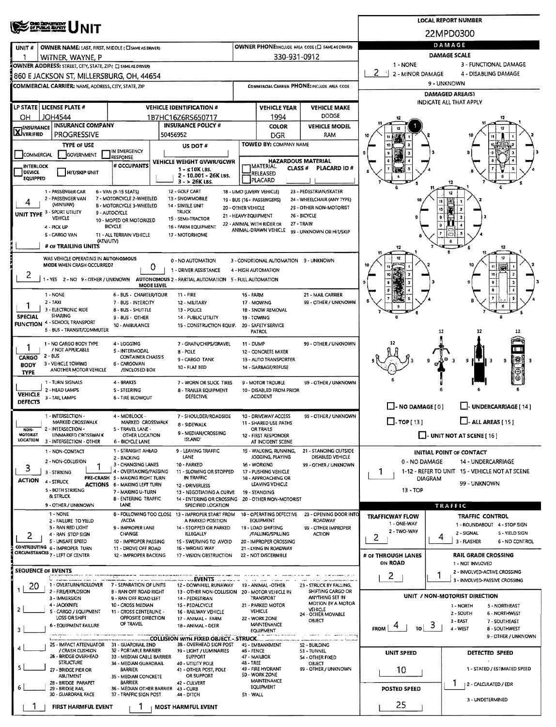# UNIT

**LOCAL REPORT NUMBER:** 22MPD0300

| UNIT # | OWNER NAME: LAST, FIRST, MIDDLE ( ☐ SAME AS DRIVER) | OWNER PHONE: INCLUDE AREA CODE ( ☐ SAME AS DRIVER) |
|---|---|---|
| 1 | WITNER, WAYNE, P | 330-931-0912 |

**OWNER ADDRESS:** STREET, CITY, STATE, ZIP ( ☐ SAME AS DRIVER)
860 E JACKSON ST, MILLERSBURG, OH, 44654

**COMMERCIAL CARRIER:** NAME, ADDRESS, CITY, STATE, ZIP | **COMMERCIAL CARRIER PHONE:** INCLUDE AREA CODE

| LP STATE | LICENSE PLATE # | VEHICLE IDENTIFICATION # | VEHICLE YEAR | VEHICLE MAKE |
|---|---|---|---|---|
| OH | JOH4544 | 1B7HC16Z6RS650717 | 1994 | DODGE |

| INSURANCE | INSURANCE COMPANY | INSURANCE POLICY # | COLOR | VEHICLE MODEL |
|---|---|---|---|---|
| ☒ VERIFIED | PROGRESSIVE | 50456952 | DGR | RAM |

**TYPE OF USE:** ☐ COMMERCIAL ☐ GOVERNMENT ☐ IN EMERGENCY RESPONSE
**US DOT #:**
**TOWED BY:** COMPANY NAME
☐ INTERLOCK DEVICE EQUIPPED ☐ HIT/SKIP UNIT
**# OCCUPANTS:**
**VEHICLE WEIGHT GVWR/GCWR:** 1 - ≤10K LBS. 2 - 10,001 - 26K LBS. 3 - > 26K LBS.
**HAZARDOUS MATERIAL:** ☐ MATERIAL RELEASED ☐ PLACARD | CLASS # | PLACARD ID #

**UNIT TYPE:** 4
1 - PASSENGER CAR, 2 - PASSENGER VAN (MINIVAN), 3 - SPORT UTILITY VEHICLE, 4 - PICK UP, 5 - CARGO VAN, 6 - VAN (9-15 SEATS), 7 - MOTORCYCLE 2-WHEELED, 8 - MOTORCYCLE 3-WHEELED, 9 - AUTOCYCLE, 10 - MOPED OR MOTORIZED BICYCLE, 11 - ALL TERRAIN VEHICLE (ATV/UTV), 12 - GOLF CART, 13 - SNOWMOBILE, 14 - SINGLE UNIT TRUCK, 15 - SEMI-TRACTOR, 16 - FARM EQUIPMENT, 17 - MOTORHOME, 18 - LIMO (LIVERY VEHICLE), 19 - BUS (16+ PASSENGERS), 20 - OTHER VEHICLE, 21 - HEAVY EQUIPMENT, 22 - ANIMAL WITH RIDER OR ANIMAL-DRAWN VEHICLE, 23 - PEDESTRIAN/SKATER, 24 - WHEELCHAIR (ANY TYPE), 25 - OTHER NON-MOTORIST, 26 - BICYCLE, 27 - TRAIN, 99 - UNKNOWN OR HIT/SKIP

**# OF TRAILING UNITS:**

**WAS VEHICLE OPERATING IN AUTONOMOUS MODE WHEN CRASH OCCURRED?** 2
1 - YES 2 - NO 9 - OTHER / UNKNOWN

**AUTONOMOUS MODE LEVEL:** 0
0 - NO AUTOMATION, 1 - DRIVER ASSISTANCE, 2 - PARTIAL AUTOMATION, 3 - CONDITIONAL AUTOMATION, 4 - HIGH AUTOMATION, 5 - FULL AUTOMATION, 9 - UNKNOWN

**SPECIAL FUNCTION:** 1
1 - NONE, 2 - TAXI, 3 - ELECTRONIC RIDE SHARING, 4 - SCHOOL TRANSPORT, 5 - BUS - TRANSIT/COMMUTER, 6 - BUS - CHARTER/TOUR, 7 - BUS - INTERCITY, 8 - BUS - SHUTTLE, 9 - BUS - OTHER, 10 - AMBULANCE, 11 - FIRE, 12 - MILITARY, 13 - POLICE, 14 - PUBLIC UTILITY, 15 - CONSTRUCTION EQUIP., 16 - FARM, 17 - MOWING, 18 - SNOW REMOVAL, 19 - TOWING, 20 - SAFETY SERVICE PATROL, 21 - MAIL CARRIER, 99 - OTHER / UNKNOWN

**CARGO BODY TYPE:** 1
1 - NO CARGO BODY TYPE / NOT APPLICABLE, 2 - BUS, 3 - VEHICLE TOWING ANOTHER MOTOR VEHICLE, 4 - LOGGING, 5 - INTERMODAL CONTAINER CHASSIS, 6 - CARGOVAN /ENCLOSED BOX, 7 - GRAIN/CHIPS/GRAVEL, 8 - POLE, 9 - CARGO TANK, 10 - FLAT BED, 11 - DUMP, 12 - CONCRETE MIXER, 13 - AUTO TRANSPORTER, 14 - GARBAGE/REFUSE, 99 - OTHER / UNKNOWN

**VEHICLE DEFECTS:**
1 - TURN SIGNALS, 2 - HEAD LAMPS, 3 - TAIL LAMPS, 4 - BRAKES, 5 - STEERING, 6 - TIRE BLOWOUT, 7 - WORN OR SLICK TIRES, 8 - TRAILER EQUIPMENT DEFECTIVE, 9 - MOTOR TROUBLE, 10 - DISABLED FROM PRIOR ACCIDENT, 99 - OTHER / UNKNOWN

**NON-MOTORIST LOCATION:**
1 - INTERSECTION - MARKED CROSSWALK, 2 - INTERSECTION - UNMARKED CROSSWALK, 3 - INTERSECTION - OTHER, 4 - MIDBLOCK - MARKED CROSSWALK, 5 - TRAVEL LANE - OTHER LOCATION, 6 - BICYCLE LANE, 7 - SHOULDER/ROADSIDE, 8 - SIDEWALK, 9 - MEDIAN/CROSSING ISLAND, 10 - DRIVEWAY ACCESS, 11 - SHARED USE PATHS OR TRAILS, 12 - FIRST RESPONDER AT INCIDENT SCENE, 99 - OTHER / UNKNOWN

**ACTION:** 3 **PRE-CRASH ACTIONS:** 1
ACTION: 1 - NON-CONTACT, 2 - NON-COLLISION, 3 - STRIKING, 4 - STRUCK, 5 - BOTH STRIKING & STRUCK, 9 - OTHER / UNKNOWN
PRE-CRASH ACTIONS: 1 - STRAIGHT AHEAD, 2 - BACKING, 3 - CHANGING LANES, 4 - OVERTAKING/PASSING, 5 - MAKING RIGHT TURN, 6 - MAKING LEFT TURN, 7 - MAKING U-TURN, 8 - ENTERING TRAFFIC LANE, 9 - LEAVING TRAFFIC LANE, 10 - PARKED, 11 - SLOWING OR STOPPED IN TRAFFIC, 12 - DRIVERLESS, 13 - NEGOTIATING A CURVE, 14 - ENTERING OR CROSSING SPECIFIED LOCATION, 15 - WALKING, RUNNING, JOGGING, PLAYING, 16 - WORKING, 17 - PUSHING VEHICLE, 18 - APPROACHING OR LEAVING VEHICLE, 19 - STANDING, 20 - OTHER NON-MOTORIST, 21 - STANDING OUTSIDE DISABLED VEHICLE, 99 - OTHER / UNKNOWN

**CONTRIBUTING CIRCUMSTANCES:** 2
1 - NONE, 2 - FAILURE TO YIELD, 3 - RAN RED LIGHT, 4 - RAN STOP SIGN, 5 - UNSAFE SPEED, 6 - IMPROPER TURN, 7 - LEFT OF CENTER, 8 - FOLLOWING TOO CLOSE /ACDA, 9 - IMPROPER LANE CHANGE, 10 - IMPROPER PASSING, 11 - DROVE OFF ROAD, 12 - IMPROPER BACKING, 13 - IMPROPER START FROM A PARKED POSITION, 14 - STOPPED OR PARKED ILLEGALLY, 15 - SWERVING TO AVOID, 16 - WRONG WAY, 17 - VISION OBSTRUCTION, 18 - OPERATING DEFECTIVE EQUIPMENT, 19 - LOAD SHIFTING /FALLING/SPILLING, 20 - IMPROPER CROSSING, 21 - LYING IN ROADWAY, 22 - NOT DISCERNIBLE, 23 - OPENING DOOR INTO ROADWAY, 99 - OTHER IMPROPER ACTION

**SEQUENCE OF EVENTS:** 1: 20, 2: , 3: , 4: , 5: , 6:

EVENTS: 1 - OVERTURN/ROLLOVER, 2 - FIRE/EXPLOSION, 3 - IMMERSION, 4 - JACKKNIFE, 5 - CARGO / EQUIPMENT LOSS OR SHIFT, 6 - EQUIPMENT FAILURE, 7 - SEPARATION OF UNITS, 8 - RAN OFF ROAD RIGHT, 9 - RAN OFF ROAD LEFT, 10 - CROSS MEDIAN, 11 - CROSS CENTERLINE - OPPOSITE DIRECTION OF TRAVEL, 12 - DOWNHILL RUNAWAY, 13 - OTHER NON-COLLISION, 14 - PEDESTRIAN, 15 - PEDALCYCLE, 16 - RAILWAY VEHICLE, 17 - ANIMAL - FARM, 18 - ANIMAL - DEER, 19 - ANIMAL - OTHER, 20 - MOTOR VEHICLE IN TRANSPORT, 21 - PARKED MOTOR VEHICLE, 22 - WORK ZONE MAINTENANCE EQUIPMENT, 23 - STRUCK BY FALLING, SHIFTING CARGO OR ANYTHING SET IN MOTION BY A MOTOR VEHICLE, 24 - OTHER MOVABLE OBJECT

COLLISION WITH FIXED OBJECT - STRUCK: 25 - IMPACT ATTENUATOR / CRASH CUSHION, 26 - BRIDGE OVERHEAD STRUCTURE, 27 - BRIDGE PIER OR ABUTMENT, 28 - BRIDGE PARAPET, 29 - BRIDGE RAIL, 30 - GUARDRAIL FACE, 31 - GUARDRAIL END, 32 - PORTABLE BARRIER, 33 - MEDIAN CABLE BARRIER, 34 - MEDIAN GUARDRAIL BARRIER, 35 - MEDIAN CONCRETE BARRIER, 36 - MEDIAN OTHER BARRIER, 37 - TRAFFIC SIGN POST, 38 - OVERHEAD SIGN POST, 39 - LIGHT / LUMINARIES SUPPORT, 40 - UTILITY POLE, 41 - OTHER POST, POLE OR SUPPORT, 42 - CULVERT, 43 - CURB, 44 - DITCH, 45 - EMBANKMENT, 46 - FENCE, 47 - MAILBOX, 48 - TREE, 49 - FIRE HYDRANT, 50 - WORK ZONE MAINTENANCE EQUIPMENT, 51 - WALL, 52 - BUILDING, 53 - TUNNEL, 54 - OTHER FIXED OBJECT, 99 - OTHER / UNKNOWN

**FIRST HARMFUL EVENT:** 1 **MOST HARMFUL EVENT:** 1

## DAMAGE

**DAMAGE SCALE:** 2
1 - NONE, 2 - MINOR DAMAGE, 3 - FUNCTIONAL DAMAGE, 4 - DISABLING DAMAGE, 9 - UNKNOWN

**DAMAGED AREA(S)** INDICATE ALL THAT APPLY: 1

☐ - NO DAMAGE [ 0 ] ☐ - UNDERCARRIAGE [ 14 ] ☐ - TOP [ 13 ] ☐ - ALL AREAS [ 15 ] ☐ - UNIT NOT AT SCENE [ 16 ]

**INITIAL POINT OF CONTACT:** 1
0 - NO DAMAGE, 1-12 - REFER TO UNIT DIAGRAM, 13 - TOP, 14 - UNDERCARRIAGE, 15 - VEHICLE NOT AT SCENE, 99 - UNKNOWN

## TRAFFIC

**TRAFFICWAY FLOW:** 2 (1 - ONE-WAY, 2 - TWO-WAY)

**TRAFFIC CONTROL:** 4
1 - ROUNDABOUT, 2 - SIGNAL, 3 - FLASHER, 4 - STOP SIGN, 5 - YIELD SIGN, 6 - NO CONTROL

**# OF THROUGH LANES ON ROAD:** 2

**RAIL GRADE CROSSING:** 1
1 - NOT INVLOVED, 2 - INVOLVED-ACTIVE CROSSING, 3 - INVOLVED-PASSIVE CROSSING

**UNIT / NON-MOTORIST DIRECTION:** FROM 4 TO 3
1 - NORTH, 2 - SOUTH, 3 - EAST, 4 - WEST, 5 - NORTHEAST, 6 - NORTHWEST, 7 - SOUTHEAST, 8 - SOUTHWEST, 9 - OTHER / UNKNOWN

**UNIT SPEED:** 10

**POSTED SPEED:** 25

**DETECTED SPEED:** 1
1 - STATED / ESTIMATED SPEED, 2 - CALCULATED / EDR, 3 - UNDETERMINED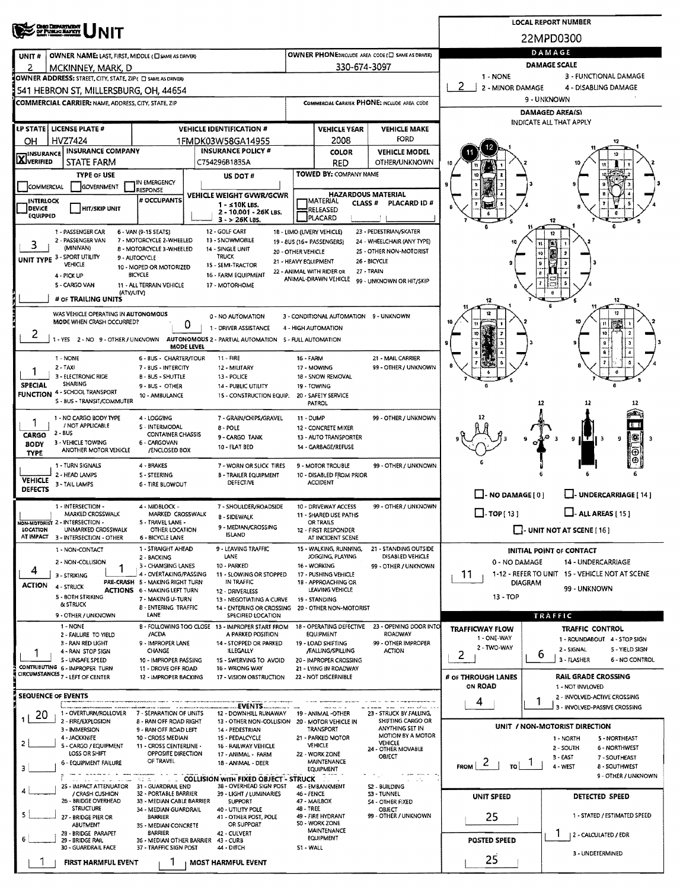# UNIT

**LOCAL REPORT NUMBER:** 22MPD0300

| UNIT # | OWNER NAME: LAST, FIRST, MIDDLE | OWNER PHONE |
|---|---|---|
| 2 | MCKINNEY, MARK, D | 330-674-3097 |

**OWNER ADDRESS:** 541 HEBRON ST, MILLERSBURG, OH, 44654

**COMMERCIAL CARRIER:** NAME, ADDRESS, CITY, STATE, ZIP

**COMMERCIAL CARRIER PHONE:**

| LP STATE | LICENSE PLATE # | VEHICLE IDENTIFICATION # | VEHICLE YEAR | VEHICLE MAKE |
|---|---|---|---|---|
| OH | HVZ7424 | 1FMDK03W58GA14955 | 2008 | FORD |

| INSURANCE | INSURANCE COMPANY | INSURANCE POLICY # | COLOR | VEHICLE MODEL |
|---|---|---|---|---|
| X VERIFIED | STATE FARM | C754296B1835A | RED | OTHER/UNKNOWN |

**TYPE OF USE:** COMMERCIAL / GOVERNMENT / IN EMERGENCY RESPONSE

**US DOT #:**

**TOWED BY:** COMPANY NAME

**INTERLOCK DEVICE EQUIPPED** / **HIT/SKIP UNIT**

**# OCCUPANTS:**

**VEHICLE WEIGHT GVWR/GCWR:** 1 - ≤10K LBS. 2 - 10,001 - 26K LBS. 3 - > 26K LBS.

**HAZARDOUS MATERIAL:** MATERIAL RELEASED / PLACARD — CLASS # — PLACARD ID #

**UNIT TYPE:** 3

1 - PASSENGER CAR, 2 - PASSENGER VAN (MINIVAN), 3 - SPORT UTILITY VEHICLE, 4 - PICK UP, 5 - CARGO VAN, 6 - VAN (9-15 SEATS), 7 - MOTORCYCLE 2-WHEELED, 8 - MOTORCYCLE 3-WHEELED, 9 - AUTOCYCLE, 10 - MOPED OR MOTORIZED BICYCLE, 11 - ALL TERRAIN VEHICLE (ATV/UTV), 12 - GOLF CART, 13 - SNOWMOBILE, 14 - SINGLE UNIT TRUCK, 15 - SEMI-TRACTOR, 16 - FARM EQUIPMENT, 17 - MOTORHOME, 18 - LIMO (LIVERY VEHICLE), 19 - BUS (16+ PASSENGERS), 20 - OTHER VEHICLE, 21 - HEAVY EQUIPMENT, 22 - ANIMAL WITH RIDER OR ANIMAL-DRAWN VEHICLE, 23 - PEDESTRIAN/SKATER, 24 - WHEELCHAIR (ANY TYPE), 25 - OTHER NON-MOTORIST, 26 - BICYCLE, 27 - TRAIN, 99 - UNKNOWN OR HIT/SKIP

**# OF TRAILING UNITS:**

**WAS VEHICLE OPERATING IN AUTONOMOUS MODE WHEN CRASH OCCURRED?** 2 (1 - YES 2 - NO 9 - OTHER / UNKNOWN)

**AUTONOMOUS MODE LEVEL:** 0 (0 - NO AUTOMATION, 1 - DRIVER ASSISTANCE, 2 - PARTIAL AUTOMATION, 3 - CONDITIONAL AUTOMATION, 4 - HIGH AUTOMATION, 5 - FULL AUTOMATION, 9 - UNKNOWN)

**SPECIAL FUNCTION:** 1

1 - NONE, 2 - TAXI, 3 - ELECTRONIC RIDE SHARING, 4 - SCHOOL TRANSPORT, 5 - BUS - TRANSIT/COMMUTER, 6 - BUS - CHARTER/TOUR, 7 - BUS - INTERCITY, 8 - BUS - SHUTTLE, 9 - BUS - OTHER, 10 - AMBULANCE, 11 - FIRE, 12 - MILITARY, 13 - POLICE, 14 - PUBLIC UTILITY, 15 - CONSTRUCTION EQUIP., 16 - FARM, 17 - MOWING, 18 - SNOW REMOVAL, 19 - TOWING, 20 - SAFETY SERVICE PATROL, 21 - MAIL CARRIER, 99 - OTHER / UNKNOWN

**CARGO BODY TYPE:** 1

1 - NO CARGO BODY TYPE / NOT APPLICABLE, 2 - BUS, 3 - VEHICLE TOWING ANOTHER MOTOR VEHICLE, 4 - LOGGING, 5 - INTERMODAL CONTAINER CHASSIS, 6 - CARGOVAN /ENCLOSED BOX, 7 - GRAIN/CHIPS/GRAVEL, 8 - POLE, 9 - CARGO TANK, 10 - FLAT BED, 11 - DUMP, 12 - CONCRETE MIXER, 13 - AUTO TRANSPORTER, 14 - GARBAGE/REFUSE, 99 - OTHER / UNKNOWN

**VEHICLE DEFECTS:**

1 - TURN SIGNALS, 2 - HEAD LAMPS, 3 - TAIL LAMPS, 4 - BRAKES, 5 - STEERING, 6 - TIRE BLOWOUT, 7 - WORN OR SLICK TIRES, 8 - TRAILER EQUIPMENT DEFECTIVE, 9 - MOTOR TROUBLE, 10 - DISABLED FROM PRIOR ACCIDENT, 99 - OTHER / UNKNOWN

**NON-MOTORIST LOCATION AT IMPACT:**

1 - INTERSECTION - MARKED CROSSWALK, 2 - INTERSECTION - UNMARKED CROSSWALK, 3 - INTERSECTION - OTHER, 4 - MIDBLOCK - MARKED CROSSWALK, 5 - TRAVEL LANE - OTHER LOCATION, 6 - BICYCLE LANE, 7 - SHOULDER/ROADSIDE, 8 - SIDEWALK, 9 - MEDIAN/CROSSING ISLAND, 10 - DRIVEWAY ACCESS, 11 - SHARED USE PATHS OR TRAILS, 12 - FIRST RESPONDER AT INCIDENT SCENE, 99 - OTHER / UNKNOWN

**ACTION:** 4 — **PRE-CRASH ACTIONS:** 1

ACTION: 1 - NON-CONTACT, 2 - NON-COLLISION, 3 - STRIKING, 4 - STRUCK, 5 - BOTH STRIKING & STRUCK, 9 - OTHER / UNKNOWN

PRE-CRASH ACTIONS: 1 - STRAIGHT AHEAD, 2 - BACKING, 3 - CHANGING LANES, 4 - OVERTAKING/PASSING, 5 - MAKING RIGHT TURN, 6 - MAKING LEFT TURN, 7 - MAKING U-TURN, 8 - ENTERING TRAFFIC LANE, 9 - LEAVING TRAFFIC LANE, 10 - PARKED, 11 - SLOWING OR STOPPED IN TRAFFIC, 12 - DRIVERLESS, 13 - NEGOTIATING A CURVE, 14 - ENTERING OR CROSSING SPECIFIED LOCATION, 15 - WALKING, RUNNING, JOGGING, PLAYING, 16 - WORKING, 17 - PUSHING VEHICLE, 18 - APPROACHING OR LEAVING VEHICLE, 19 - STANDING, 20 - OTHER NON-MOTORIST, 21 - STANDING OUTSIDE DISABLED VEHICLE, 99 - OTHER / UNKNOWN

**CONTRIBUTING CIRCUMSTANCES:** 1

1 - NONE, 2 - FAILURE TO YIELD, 3 - RAN RED LIGHT, 4 - RAN STOP SIGN, 5 - UNSAFE SPEED, 6 - IMPROPER TURN, 7 - LEFT OF CENTER, 8 - FOLLOWING TOO CLOSE /ACDA, 9 - IMPROPER LANE CHANGE, 10 - IMPROPER PASSING, 11 - DROVE OFF ROAD, 12 - IMPROPER BACKING, 13 - IMPROPER START FROM A PARKED POSITION, 14 - STOPPED OR PARKED ILLEGALLY, 15 - SWERVING TO AVOID, 16 - WRONG WAY, 17 - VISION OBSTRUCTION, 18 - OPERATING DEFECTIVE EQUIPMENT, 19 - LOAD SHIFTING /FALLING/SPILLING, 20 - IMPROPER CROSSING, 21 - LYING IN ROADWAY, 22 - NOT DISCERNIBLE, 23 - OPENING DOOR INTO ROADWAY, 99 - OTHER IMPROPER ACTION

## SEQUENCE OF EVENTS

1: 20
2:
3:
4:
5:
6:

**EVENTS:** 1 - OVERTURN/ROLLOVER, 2 - FIRE/EXPLOSION, 3 - IMMERSION, 4 - JACKKNIFE, 5 - CARGO / EQUIPMENT LOSS OR SHIFT, 6 - EQUIPMENT FAILURE, 7 - SEPARATION OF UNITS, 8 - RAN OFF ROAD RIGHT, 9 - RAN OFF ROAD LEFT, 10 - CROSS MEDIAN, 11 - CROSS CENTERLINE - OPPOSITE DIRECTION OF TRAVEL, 12 - DOWNHILL RUNAWAY, 13 - OTHER NON-COLLISION, 14 - PEDESTRIAN, 15 - PEDALCYCLE, 16 - RAILWAY VEHICLE, 17 - ANIMAL - FARM, 18 - ANIMAL - DEER, 19 - ANIMAL -OTHER, 20 - MOTOR VEHICLE IN TRANSPORT, 21 - PARKED MOTOR VEHICLE, 22 - WORK ZONE MAINTENANCE EQUIPMENT, 23 - STRUCK BY FALLING, SHIFTING CARGO OR ANYTHING SET IN MOTION BY A MOTOR VEHICLE, 24 - OTHER MOVABLE OBJECT

**COLLISION WITH FIXED OBJECT - STRUCK:** 25 - IMPACT ATTENUATOR / CRASH CUSHION, 26 - BRIDGE OVERHEAD STRUCTURE, 27 - BRIDGE PIER OR ABUTMENT, 28 - BRIDGE PARAPET, 29 - BRIDGE RAIL, 30 - GUARDRAIL FACE, 31 - GUARDRAIL END, 32 - PORTABLE BARRIER, 33 - MEDIAN CABLE BARRIER, 34 - MEDIAN GUARDRAIL BARRIER, 35 - MEDIAN CONCRETE BARRIER, 36 - MEDIAN OTHER BARRIER, 37 - TRAFFIC SIGN POST, 38 - OVERHEAD SIGN POST, 39 - LIGHT / LUMINARIES SUPPORT, 40 - UTILITY POLE, 41 - OTHER POST, POLE OR SUPPORT, 42 - CULVERT, 43 - CURB, 44 - DITCH, 45 - EMBANKMENT, 46 - FENCE, 47 - MAILBOX, 48 - TREE, 49 - FIRE HYDRANT, 50 - WORK ZONE MAINTENANCE EQUIPMENT, 51 - WALL, 52 - BUILDING, 53 - TUNNEL, 54 - OTHER FIXED OBJECT, 99 - OTHER / UNKNOWN

**FIRST HARMFUL EVENT:** 1 — **MOST HARMFUL EVENT:** 1

## DAMAGE

**DAMAGE SCALE:** 2 (1 - NONE, 2 - MINOR DAMAGE, 3 - FUNCTIONAL DAMAGE, 4 - DISABLING DAMAGE, 9 - UNKNOWN)

**DAMAGED AREA(S):** INDICATE ALL THAT APPLY — 11, 12

- NO DAMAGE [ 0 ]
- UNDERCARRIAGE [ 14 ]
- TOP [ 13 ]
- ALL AREAS [ 15 ]
- UNIT NOT AT SCENE [ 16 ]

**INITIAL POINT OF CONTACT:** 11

0 - NO DAMAGE, 1-12 - REFER TO UNIT DIAGRAM, 13 - TOP, 14 - UNDERCARRIAGE, 15 - VEHICLE NOT AT SCENE, 99 - UNKNOWN

## TRAFFIC

**TRAFFICWAY FLOW:** 2 (1 - ONE-WAY, 2 - TWO-WAY)

**TRAFFIC CONTROL:** 6 (1 - ROUNDABOUT, 2 - SIGNAL, 3 - FLASHER, 4 - STOP SIGN, 5 - YIELD SIGN, 6 - NO CONTROL)

**# OF THROUGH LANES ON ROAD:** 4

**RAIL GRADE CROSSING:** 1 (1 - NOT INVOLVED, 2 - INVOLVED-ACTIVE CROSSING, 3 - INVOLVED-PASSIVE CROSSING)

**UNIT / NON-MOTORIST DIRECTION:** FROM 2 TO 1

1 - NORTH, 2 - SOUTH, 3 - EAST, 4 - WEST, 5 - NORTHEAST, 6 - NORTHWEST, 7 - SOUTHEAST, 8 - SOUTHWEST, 9 - OTHER / UNKNOWN

**UNIT SPEED:** 25

**DETECTED SPEED:** 1 (1 - STATED / ESTIMATED SPEED, 2 - CALCULATED / EDR, 3 - UNDETERMINED)

**POSTED SPEED:** 25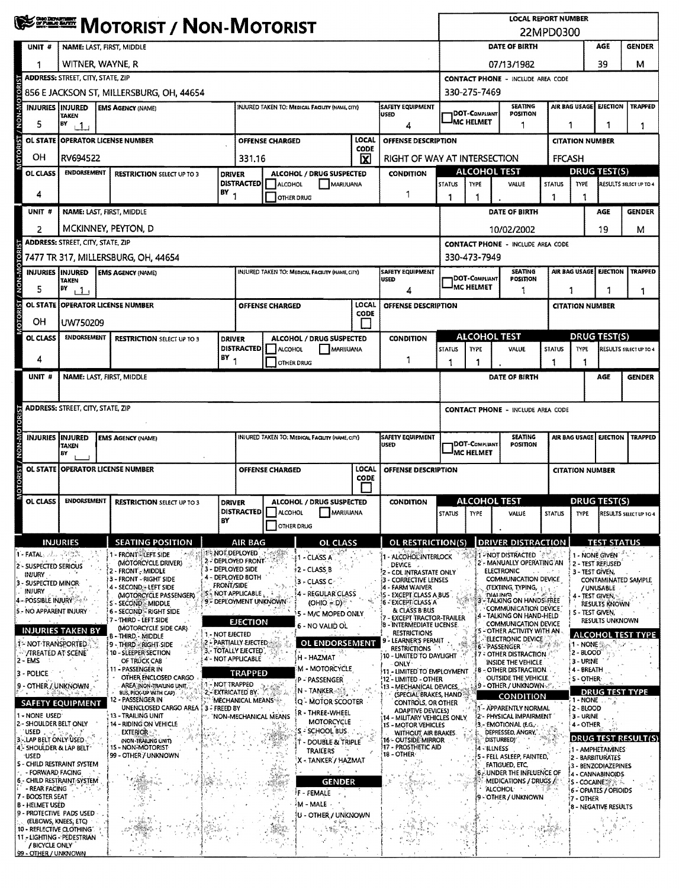# MOTORIST / NON-MOTORIST

**LOCAL REPORT NUMBER:** 22MPD0300

## Unit 1

| UNIT # | NAME: LAST, FIRST, MIDDLE | DATE OF BIRTH | AGE | GENDER |
|---|---|---|---|---|
| 1 | WITNER, WAYNE, R | 07/13/1982 | 39 | M |

| ADDRESS: STREET, CITY, STATE, ZIP | CONTACT PHONE - INCLUDE AREA CODE |
|---|---|
| 856 E JACKSON ST, MILLERSBURG, OH, 44654 | 330-275-7469 |

| INJURIES | INJURED TAKEN BY | EMS AGENCY (NAME) | INJURED TAKEN TO: MEDICAL FACILITY (NAME, CITY) | SAFETY EQUIPMENT USED | DOT-COMPLIANT MC HELMET | SEATING POSITION | AIR BAG USAGE | EJECTION | TRAPPED |
|---|---|---|---|---|---|---|---|---|---|
| 5 | 1 | | | 4 | | 1 | 1 | 1 | 1 |

| OL STATE | OPERATOR LICENSE NUMBER | OFFENSE CHARGED | LOCAL CODE | OFFENSE DESCRIPTION | CITATION NUMBER |
|---|---|---|---|---|---|
| OH | RV694522 | 331.16 | X | RIGHT OF WAY AT INTERSECTION | FFCASH |

| OL CLASS | ENDORSEMENT | RESTRICTION SELECT UP TO 3 | DRIVER DISTRACTED BY | ALCOHOL / DRUG SUSPECTED | CONDITION | ALCOHOL TEST STATUS | ALCOHOL TEST TYPE | ALCOHOL TEST VALUE | DRUG TEST(S) STATUS | DRUG TEST(S) TYPE | RESULTS SELECT UP TO 4 |
|---|---|---|---|---|---|---|---|---|---|---|---|
| 4 | | | 1 | ☐ ALCOHOL ☐ MARIJUANA ☐ OTHER DRUG | 1 | 1 | 1 | . | 1 | 1 | |

## Unit 2

| UNIT # | NAME: LAST, FIRST, MIDDLE | DATE OF BIRTH | AGE | GENDER |
|---|---|---|---|---|
| 2 | MCKINNEY, PEYTON, D | 10/02/2002 | 19 | M |

| ADDRESS: STREET, CITY, STATE, ZIP | CONTACT PHONE - INCLUDE AREA CODE |
|---|---|
| 7477 TR 317, MILLERSBURG, OH, 44654 | 330-473-7949 |

| INJURIES | INJURED TAKEN BY | EMS AGENCY (NAME) | INJURED TAKEN TO: MEDICAL FACILITY (NAME, CITY) | SAFETY EQUIPMENT USED | DOT-COMPLIANT MC HELMET | SEATING POSITION | AIR BAG USAGE | EJECTION | TRAPPED |
|---|---|---|---|---|---|---|---|---|---|
| 5 | 1 | | | 4 | | 1 | 1 | 1 | 1 |

| OL STATE | OPERATOR LICENSE NUMBER | OFFENSE CHARGED | LOCAL CODE | OFFENSE DESCRIPTION | CITATION NUMBER |
|---|---|---|---|---|---|
| OH | UW750209 | | ☐ | | |

| OL CLASS | ENDORSEMENT | RESTRICTION SELECT UP TO 3 | DRIVER DISTRACTED BY | ALCOHOL / DRUG SUSPECTED | CONDITION | ALCOHOL TEST STATUS | ALCOHOL TEST TYPE | ALCOHOL TEST VALUE | DRUG TEST(S) STATUS | DRUG TEST(S) TYPE | RESULTS SELECT UP TO 4 |
|---|---|---|---|---|---|---|---|---|---|---|---|
| 4 | | | 1 | ☐ ALCOHOL ☐ MARIJUANA ☐ OTHER DRUG | 1 | 1 | 1 | . | 1 | 1 | |

## Unit (blank)

| UNIT # | NAME: LAST, FIRST, MIDDLE | DATE OF BIRTH | AGE | GENDER |
|---|---|---|---|---|
| | | | | |

| ADDRESS: STREET, CITY, STATE, ZIP | CONTACT PHONE - INCLUDE AREA CODE |
|---|---|
| | |

| INJURIES | INJURED TAKEN BY | EMS AGENCY (NAME) | INJURED TAKEN TO: MEDICAL FACILITY (NAME, CITY) | SAFETY EQUIPMENT USED | DOT-COMPLIANT MC HELMET | SEATING POSITION | AIR BAG USAGE | EJECTION | TRAPPED |
|---|---|---|---|---|---|---|---|---|---|
| | | | | | | | | | |

| OL STATE | OPERATOR LICENSE NUMBER | OFFENSE CHARGED | LOCAL CODE | OFFENSE DESCRIPTION | CITATION NUMBER |
|---|---|---|---|---|---|
| | | | ☐ | | |

| OL CLASS | ENDORSEMENT | RESTRICTION SELECT UP TO 3 | DRIVER DISTRACTED BY | ALCOHOL / DRUG SUSPECTED | CONDITION | ALCOHOL TEST STATUS | ALCOHOL TEST TYPE | ALCOHOL TEST VALUE | DRUG TEST(S) STATUS | DRUG TEST(S) TYPE | RESULTS SELECT UP TO 4 |
|---|---|---|---|---|---|---|---|---|---|---|---|
| | | | | ☐ ALCOHOL ☐ MARIJUANA ☐ OTHER DRUG | | | | . | | | |

## Codes

**INJURIES**
1 - FATAL
2 - SUSPECTED SERIOUS INJURY
3 - SUSPECTED MINOR INJURY
4 - POSSIBLE INJURY
5 - NO APPARENT INJURY

**INJURIES TAKEN BY**
1 - NOT TRANSPORTED /TREATED AT SCENE
2 - EMS
3 - POLICE
9 - OTHER / UNKNOWN

**SAFETY EQUIPMENT**
1 - NONE USED
2 - SHOULDER BELT ONLY USED
3 - LAP BELT ONLY USED
4 - SHOULDER & LAP BELT USED
5 - CHILD RESTRAINT SYSTEM - FORWARD FACING
6 - CHILD RESTRAINT SYSTEM - REAR FACING
7 - BOOSTER SEAT
8 - HELMET USED
9 - PROTECTIVE PADS USED (ELBOWS, KNEES, ETC)
10 - REFLECTIVE CLOTHING
11 - LIGHTING - PEDESTRIAN / BICYCLE ONLY
99 - OTHER / UNKNOWN

**SEATING POSITION**
1 - FRONT - LEFT SIDE (MOTORCYCLE DRIVER)
2 - FRONT - MIDDLE
3 - FRONT - RIGHT SIDE
4 - SECOND - LEFT SIDE (MOTORCYCLE PASSENGER)
5 - SECOND - MIDDLE
6 - SECOND - RIGHT SIDE
7 - THIRD - LEFT SIDE (MOTORCYCLE SIDE CAR)
8 - THIRD - MIDDLE
9 - THIRD - RIGHT SIDE
10 - SLEEPER SECTION OF TRUCK CAB
11 - PASSENGER IN OTHER ENCLOSED CARGO AREA (NON-TRAILING UNIT, BUS, PICK-UP WITH CAP)
12 - PASSENGER IN UNENCLOSED CARGO AREA
13 - TRAILING UNIT
14 - RIDING ON VEHICLE EXTERIOR (NON-TRAILING UNIT)
15 - NON-MOTORIST
99 - OTHER / UNKNOWN

**AIR BAG**
1 - NOT DEPLOYED
2 - DEPLOYED FRONT
3 - DEPLOYED SIDE
4 - DEPLOYED BOTH FRONT/SIDE
5 - NOT APPLICABLE
9 - DEPLOYMENT UNKNOWN

**EJECTION**
1 - NOT EJECTED
2 - PARTIALLY EJECTED
3 - TOTALLY EJECTED
4 - NOT APPLICABLE

**TRAPPED**
1 - NOT TRAPPED
2 - EXTRICATED BY MECHANICAL MEANS
3 - FREED BY NON-MECHANICAL MEANS

**OL CLASS**
1 - CLASS A
2 - CLASS B
3 - CLASS C
4 - REGULAR CLASS (OHIO = D)
5 - M/C MOPED ONLY
6 - NO VALID OL

**OL ENDORSEMENT**
H - HAZMAT
M - MOTORCYCLE
P - PASSENGER
N - TANKER
Q - MOTOR SCOOTER
R - THREE-WHEEL MOTORCYCLE
S - SCHOOL BUS
T - DOUBLE & TRIPLE TRAILERS
X - TANKER / HAZMAT

**GENDER**
F - FEMALE
M - MALE
U - OTHER / UNKNOWN

**OL RESTRICTION(S)**
1 - ALCOHOL INTERLOCK DEVICE
2 - CDL INTRASTATE ONLY
3 - CORRECTIVE LENSES
4 - FARM WAIVER
5 - EXCEPT CLASS A BUS
6 - EXCEPT CLASS A & CLASS B BUS
7 - EXCEPT TRACTOR-TRAILER
8 - INTERMEDIATE LICENSE RESTRICTIONS
9 - LEARNER'S PERMIT RESTRICTIONS
10 - LIMITED TO DAYLIGHT ONLY
11 - LIMITED TO EMPLOYMENT
12 - LIMITED - OTHER
13 - MECHANICAL DEVICES (SPECIAL BRAKES, HAND CONTROLS, OR OTHER ADAPTIVE DEVICES)
14 - MILITARY VEHICLES ONLY
15 - MOTOR VEHICLES WITHOUT AIR BRAKES
16 - OUTSIDE MIRROR
17 - PROSTHETIC AID
18 - OTHER

**DRIVER DISTRACTION**
1 - NOT DISTRACTED
2 - MANUALLY OPERATING AN ELECTRONIC COMMUNICATION DEVICE (TEXTING, TYPING, DIALING)
3 - TALKING ON HANDS-FREE COMMUNICATION DEVICE
4 - TALKING ON HAND-HELD COMMUNICATION DEVICE
5 - OTHER ACTIVITY WITH AN ELECTRONIC DEVICE
6 - PASSENGER
7 - OTHER DISTRACTION INSIDE THE VEHICLE
8 - OTHER DISTRACTION OUTSIDE THE VEHICLE
9 - OTHER / UNKNOWN

**CONDITION**
1 - APPARENTLY NORMAL
2 - PHYSICAL IMPAIRMENT
3 - EMOTIONAL (E.G., DEPRESSED, ANGRY, DISTURBED)
4 - ILLNESS
5 - FELL ASLEEP, FAINTED, FATIGUED, ETC.
6 - UNDER THE INFLUENCE OF MEDICATIONS / DRUGS / ALCOHOL
9 - OTHER / UNKNOWN

**TEST STATUS**
1 - NONE GIVEN
2 - TEST REFUSED
3 - TEST GIVEN, CONTAMINATED SAMPLE / UNUSABLE
4 - TEST GIVEN, RESULTS KNOWN
5 - TEST GIVEN, RESULTS UNKNOWN

**ALCOHOL TEST TYPE**
1 - NONE
2 - BLOOD
3 - URINE
4 - BREATH
5 - OTHER

**DRUG TEST TYPE**
1 - NONE
2 - BLOOD
3 - URINE
4 - OTHER

**DRUG TEST RESULT(S)**
1 - AMPHETAMINES
2 - BARBITURATES
3 - BENZODIAZEPINES
4 - CANNABINOIDS
5 - COCAINE
6 - OPIATES / OPIOIDS
7 - OTHER
8 - NEGATIVE RESULTS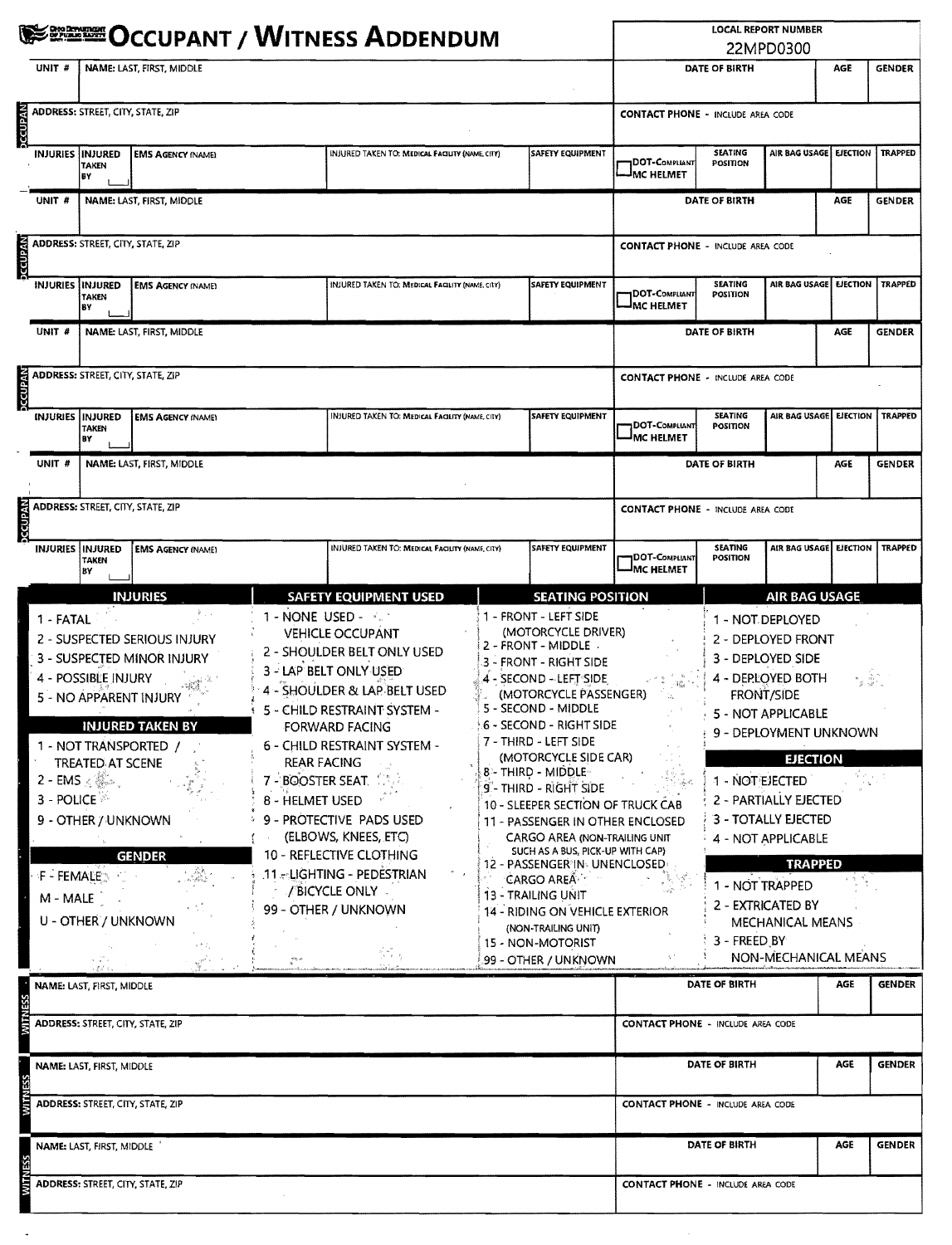# OCCUPANT / WITNESS ADDENDUM

| LOCAL REPORT NUMBER |
|---|
| 22MPD0300 |

## OCCUPANT

| UNIT # | NAME: LAST, FIRST, MIDDLE | DATE OF BIRTH | AGE | GENDER |
|---|---|---|---|---|
| | | | | |

| ADDRESS: STREET, CITY, STATE, ZIP | CONTACT PHONE - INCLUDE AREA CODE |
|---|---|
| | |

| INJURIES | INJURED TAKEN BY | EMS AGENCY (NAME) | INJURED TAKEN TO: MEDICAL FACILITY (NAME, CITY) | SAFETY EQUIPMENT | DOT-COMPLIANT MC HELMET | SEATING POSITION | AIR BAG USAGE | EJECTION | TRAPPED |
|---|---|---|---|---|---|---|---|---|---|
| | | | | | | | | | |

## OCCUPANT

| UNIT # | NAME: LAST, FIRST, MIDDLE | DATE OF BIRTH | AGE | GENDER |
|---|---|---|---|---|
| | | | | |

| ADDRESS: STREET, CITY, STATE, ZIP | CONTACT PHONE - INCLUDE AREA CODE |
|---|---|
| | |

| INJURIES | INJURED TAKEN BY | EMS AGENCY (NAME) | INJURED TAKEN TO: MEDICAL FACILITY (NAME, CITY) | SAFETY EQUIPMENT | DOT-COMPLIANT MC HELMET | SEATING POSITION | AIR BAG USAGE | EJECTION | TRAPPED |
|---|---|---|---|---|---|---|---|---|---|
| | | | | | | | | | |

## OCCUPANT

| UNIT # | NAME: LAST, FIRST, MIDDLE | DATE OF BIRTH | AGE | GENDER |
|---|---|---|---|---|
| | | | | |

| ADDRESS: STREET, CITY, STATE, ZIP | CONTACT PHONE - INCLUDE AREA CODE |
|---|---|
| | |

| INJURIES | INJURED TAKEN BY | EMS AGENCY (NAME) | INJURED TAKEN TO: MEDICAL FACILITY (NAME, CITY) | SAFETY EQUIPMENT | DOT-COMPLIANT MC HELMET | SEATING POSITION | AIR BAG USAGE | EJECTION | TRAPPED |
|---|---|---|---|---|---|---|---|---|---|
| | | | | | | | | | |

## OCCUPANT

| UNIT # | NAME: LAST, FIRST, MIDDLE | DATE OF BIRTH | AGE | GENDER |
|---|---|---|---|---|
| | | | | |

| ADDRESS: STREET, CITY, STATE, ZIP | CONTACT PHONE - INCLUDE AREA CODE |
|---|---|
| | |

| INJURIES | INJURED TAKEN BY | EMS AGENCY (NAME) | INJURED TAKEN TO: MEDICAL FACILITY (NAME, CITY) | SAFETY EQUIPMENT | DOT-COMPLIANT MC HELMET | SEATING POSITION | AIR BAG USAGE | EJECTION | TRAPPED |
|---|---|---|---|---|---|---|---|---|---|
| | | | | | | | | | |

### INJURIES
1 - FATAL
2 - SUSPECTED SERIOUS INJURY
3 - SUSPECTED MINOR INJURY
4 - POSSIBLE INJURY
5 - NO APPARENT INJURY

### INJURED TAKEN BY
1 - NOT TRANSPORTED / TREATED AT SCENE
2 - EMS
3 - POLICE
9 - OTHER / UNKNOWN

### GENDER
F - FEMALE
M - MALE
U - OTHER / UNKNOWN

### SAFETY EQUIPMENT USED
1 - NONE USED - VEHICLE OCCUPANT
2 - SHOULDER BELT ONLY USED
3 - LAP BELT ONLY USED
4 - SHOULDER & LAP BELT USED
5 - CHILD RESTRAINT SYSTEM - FORWARD FACING
6 - CHILD RESTRAINT SYSTEM - REAR FACING
7 - BOOSTER SEAT
8 - HELMET USED
9 - PROTECTIVE PADS USED (ELBOWS, KNEES, ETC)
10 - REFLECTIVE CLOTHING
11 - LIGHTING - PEDESTRIAN / BICYCLE ONLY
99 - OTHER / UNKNOWN

### SEATING POSITION
1 - FRONT - LEFT SIDE (MOTORCYCLE DRIVER)
2 - FRONT - MIDDLE
3 - FRONT - RIGHT SIDE
4 - SECOND - LEFT SIDE (MOTORCYCLE PASSENGER)
5 - SECOND - MIDDLE
6 - SECOND - RIGHT SIDE
7 - THIRD - LEFT SIDE (MOTORCYCLE SIDE CAR)
8 - THIRD - MIDDLE
9 - THIRD - RIGHT SIDE
10 - SLEEPER SECTION OF TRUCK CAB
11 - PASSENGER IN OTHER ENCLOSED CARGO AREA (NON-TRAILING UNIT SUCH AS A BUS, PICK-UP WITH CAP)
12 - PASSENGER IN UNENCLOSED CARGO AREA
13 - TRAILING UNIT
14 - RIDING ON VEHICLE EXTERIOR (NON-TRAILING UNIT)
15 - NON-MOTORIST
99 - OTHER / UNKNOWN

### AIR BAG USAGE
1 - NOT DEPLOYED
2 - DEPLOYED FRONT
3 - DEPLOYED SIDE
4 - DEPLOYED BOTH FRONT/SIDE
5 - NOT APPLICABLE
9 - DEPLOYMENT UNKNOWN

### EJECTION
1 - NOT EJECTED
2 - PARTIALLY EJECTED
3 - TOTALLY EJECTED
4 - NOT APPLICABLE

### TRAPPED
1 - NOT TRAPPED
2 - EXTRICATED BY MECHANICAL MEANS
3 - FREED BY NON-MECHANICAL MEANS

## WITNESS

| NAME: LAST, FIRST, MIDDLE | DATE OF BIRTH | AGE | GENDER |
|---|---|---|---|
| | | | |

| ADDRESS: STREET, CITY, STATE, ZIP | CONTACT PHONE - INCLUDE AREA CODE |
|---|---|
| | |

## WITNESS

| NAME: LAST, FIRST, MIDDLE | DATE OF BIRTH | AGE | GENDER |
|---|---|---|---|
| | | | |

| ADDRESS: STREET, CITY, STATE, ZIP | CONTACT PHONE - INCLUDE AREA CODE |
|---|---|
| | |

## WITNESS

| NAME: LAST, FIRST, MIDDLE | DATE OF BIRTH | AGE | GENDER |
|---|---|---|---|
| | | | |

| ADDRESS: STREET, CITY, STATE, ZIP | CONTACT PHONE - INCLUDE AREA CODE |
|---|---|
| | |